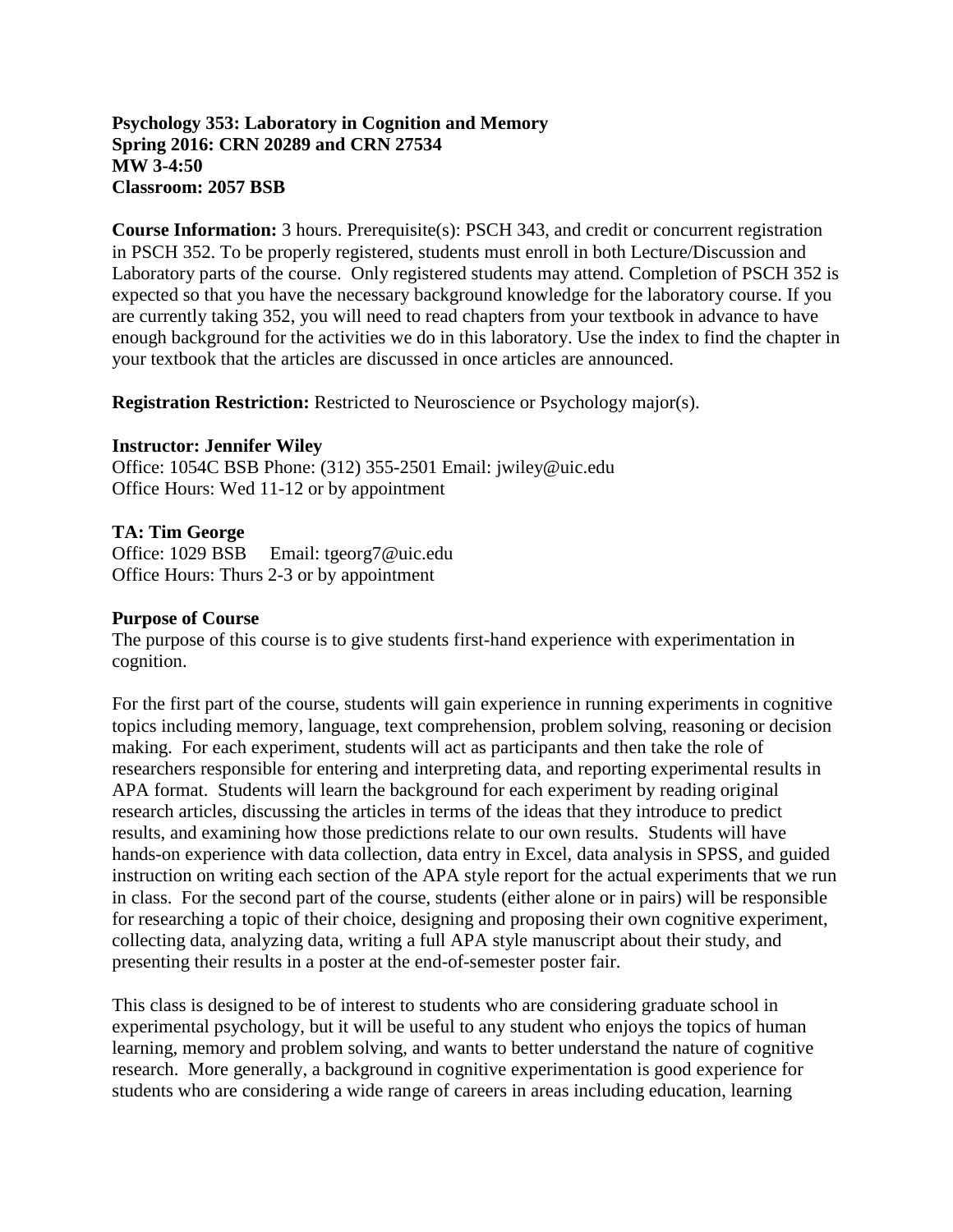**Psychology 353: Laboratory in Cognition and Memory**
**Spring 2016: CRN 20289 and CRN 27534**
**MW 3-4:50**
**Classroom: 2057 BSB**

**Course Information:** 3 hours. Prerequisite(s): PSCH 343, and credit or concurrent registration in PSCH 352. To be properly registered, students must enroll in both Lecture/Discussion and Laboratory parts of the course. Only registered students may attend. Completion of PSCH 352 is expected so that you have the necessary background knowledge for the laboratory course. If you are currently taking 352, you will need to read chapters from your textbook in advance to have enough background for the activities we do in this laboratory. Use the index to find the chapter in your textbook that the articles are discussed in once articles are announced.

**Registration Restriction:** Restricted to Neuroscience or Psychology major(s).

**Instructor: Jennifer Wiley**
Office: 1054C BSB Phone: (312) 355-2501 Email: jwiley@uic.edu
Office Hours: Wed 11-12 or by appointment

**TA: Tim George**
Office: 1029 BSB Email: tgeorg7@uic.edu
Office Hours: Thurs 2-3 or by appointment

**Purpose of Course**

The purpose of this course is to give students first-hand experience with experimentation in cognition.

For the first part of the course, students will gain experience in running experiments in cognitive topics including memory, language, text comprehension, problem solving, reasoning or decision making. For each experiment, students will act as participants and then take the role of researchers responsible for entering and interpreting data, and reporting experimental results in APA format. Students will learn the background for each experiment by reading original research articles, discussing the articles in terms of the ideas that they introduce to predict results, and examining how those predictions relate to our own results. Students will have hands-on experience with data collection, data entry in Excel, data analysis in SPSS, and guided instruction on writing each section of the APA style report for the actual experiments that we run in class. For the second part of the course, students (either alone or in pairs) will be responsible for researching a topic of their choice, designing and proposing their own cognitive experiment, collecting data, analyzing data, writing a full APA style manuscript about their study, and presenting their results in a poster at the end-of-semester poster fair.

This class is designed to be of interest to students who are considering graduate school in experimental psychology, but it will be useful to any student who enjoys the topics of human learning, memory and problem solving, and wants to better understand the nature of cognitive research. More generally, a background in cognitive experimentation is good experience for students who are considering a wide range of careers in areas including education, learning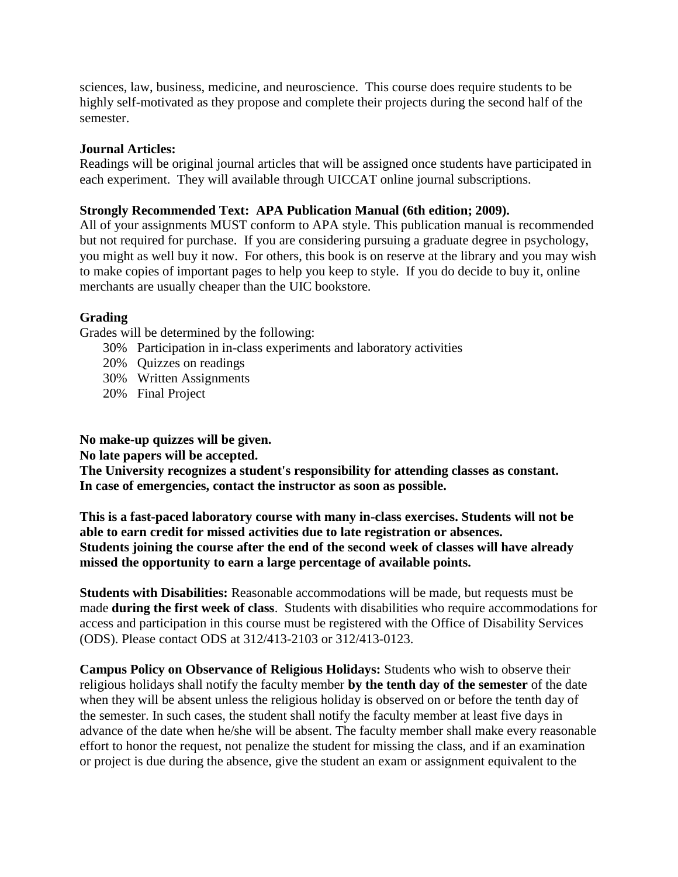sciences, law, business, medicine, and neuroscience. This course does require students to be highly self-motivated as they propose and complete their projects during the second half of the semester.

**Journal Articles:**
Readings will be original journal articles that will be assigned once students have participated in each experiment. They will available through UICCAT online journal subscriptions.

**Strongly Recommended Text: APA Publication Manual (6th edition; 2009).**
All of your assignments MUST conform to APA style. This publication manual is recommended but not required for purchase. If you are considering pursuing a graduate degree in psychology, you might as well buy it now. For others, this book is on reserve at the library and you may wish to make copies of important pages to help you keep to style. If you do decide to buy it, online merchants are usually cheaper than the UIC bookstore.

**Grading**
Grades will be determined by the following:

- 30% Participation in in-class experiments and laboratory activities
- 20% Quizzes on readings
- 30% Written Assignments
- 20% Final Project

**No make-up quizzes will be given.**
**No late papers will be accepted.**
**The University recognizes a student's responsibility for attending classes as constant.**
**In case of emergencies, contact the instructor as soon as possible.**

**This is a fast-paced laboratory course with many in-class exercises. Students will not be able to earn credit for missed activities due to late registration or absences.**
**Students joining the course after the end of the second week of classes will have already missed the opportunity to earn a large percentage of available points.**

**Students with Disabilities:** Reasonable accommodations will be made, but requests must be made **during the first week of class**. Students with disabilities who require accommodations for access and participation in this course must be registered with the Office of Disability Services (ODS). Please contact ODS at 312/413-2103 or 312/413-0123.

**Campus Policy on Observance of Religious Holidays:** Students who wish to observe their religious holidays shall notify the faculty member **by the tenth day of the semester** of the date when they will be absent unless the religious holiday is observed on or before the tenth day of the semester. In such cases, the student shall notify the faculty member at least five days in advance of the date when he/she will be absent. The faculty member shall make every reasonable effort to honor the request, not penalize the student for missing the class, and if an examination or project is due during the absence, give the student an exam or assignment equivalent to the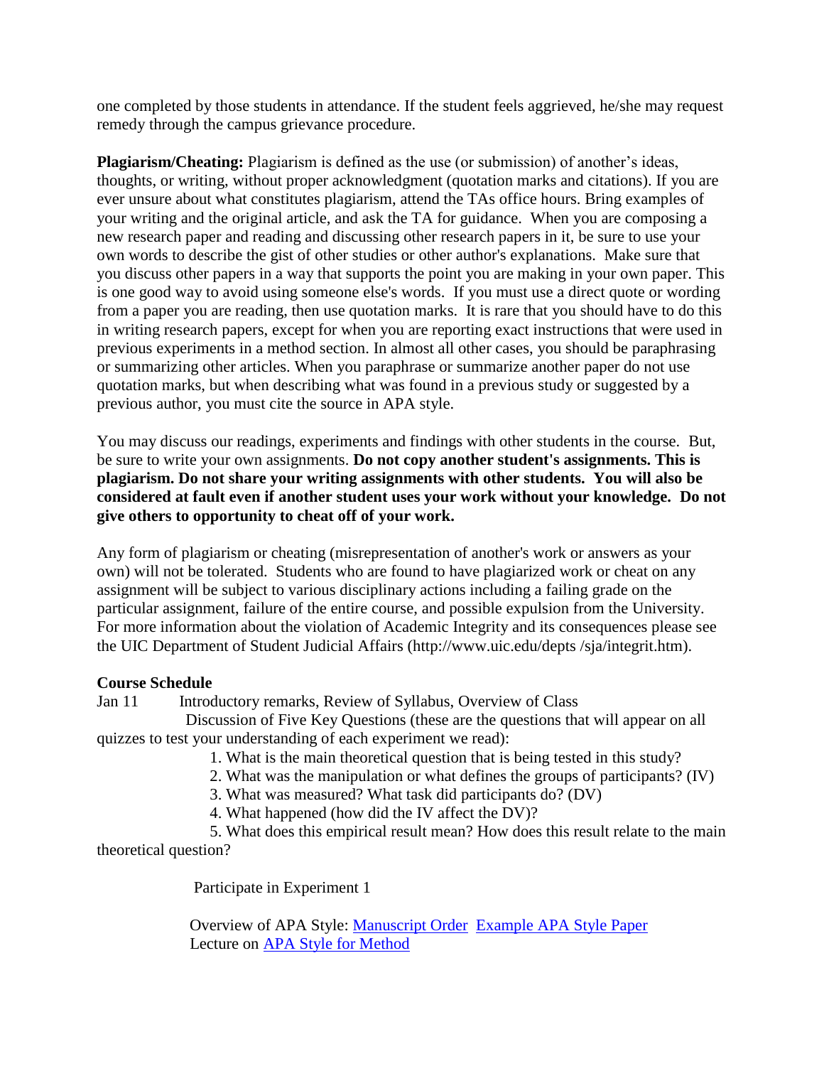one completed by those students in attendance. If the student feels aggrieved, he/she may request remedy through the campus grievance procedure.

**Plagiarism/Cheating:** Plagiarism is defined as the use (or submission) of another's ideas, thoughts, or writing, without proper acknowledgment (quotation marks and citations). If you are ever unsure about what constitutes plagiarism, attend the TAs office hours. Bring examples of your writing and the original article, and ask the TA for guidance. When you are composing a new research paper and reading and discussing other research papers in it, be sure to use your own words to describe the gist of other studies or other author's explanations. Make sure that you discuss other papers in a way that supports the point you are making in your own paper. This is one good way to avoid using someone else's words. If you must use a direct quote or wording from a paper you are reading, then use quotation marks. It is rare that you should have to do this in writing research papers, except for when you are reporting exact instructions that were used in previous experiments in a method section. In almost all other cases, you should be paraphrasing or summarizing other articles. When you paraphrase or summarize another paper do not use quotation marks, but when describing what was found in a previous study or suggested by a previous author, you must cite the source in APA style.

You may discuss our readings, experiments and findings with other students in the course. But, be sure to write your own assignments. **Do not copy another student's assignments. This is plagiarism. Do not share your writing assignments with other students. You will also be considered at fault even if another student uses your work without your knowledge. Do not give others to opportunity to cheat off of your work.**

Any form of plagiarism or cheating (misrepresentation of another's work or answers as your own) will not be tolerated. Students who are found to have plagiarized work or cheat on any assignment will be subject to various disciplinary actions including a failing grade on the particular assignment, failure of the entire course, and possible expulsion from the University. For more information about the violation of Academic Integrity and its consequences please see the UIC Department of Student Judicial Affairs (http://www.uic.edu/depts /sja/integrit.htm).

**Course Schedule**

Jan 11 Introductory remarks, Review of Syllabus, Overview of Class

Discussion of Five Key Questions (these are the questions that will appear on all quizzes to test your understanding of each experiment we read):

1. What is the main theoretical question that is being tested in this study?
2. What was the manipulation or what defines the groups of participants? (IV)
3. What was measured? What task did participants do? (DV)
4. What happened (how did the IV affect the DV)?
5. What does this empirical result mean? How does this result relate to the main theoretical question?

Participate in Experiment 1

Overview of APA Style: Manuscript Order Example APA Style Paper

Lecture on APA Style for Method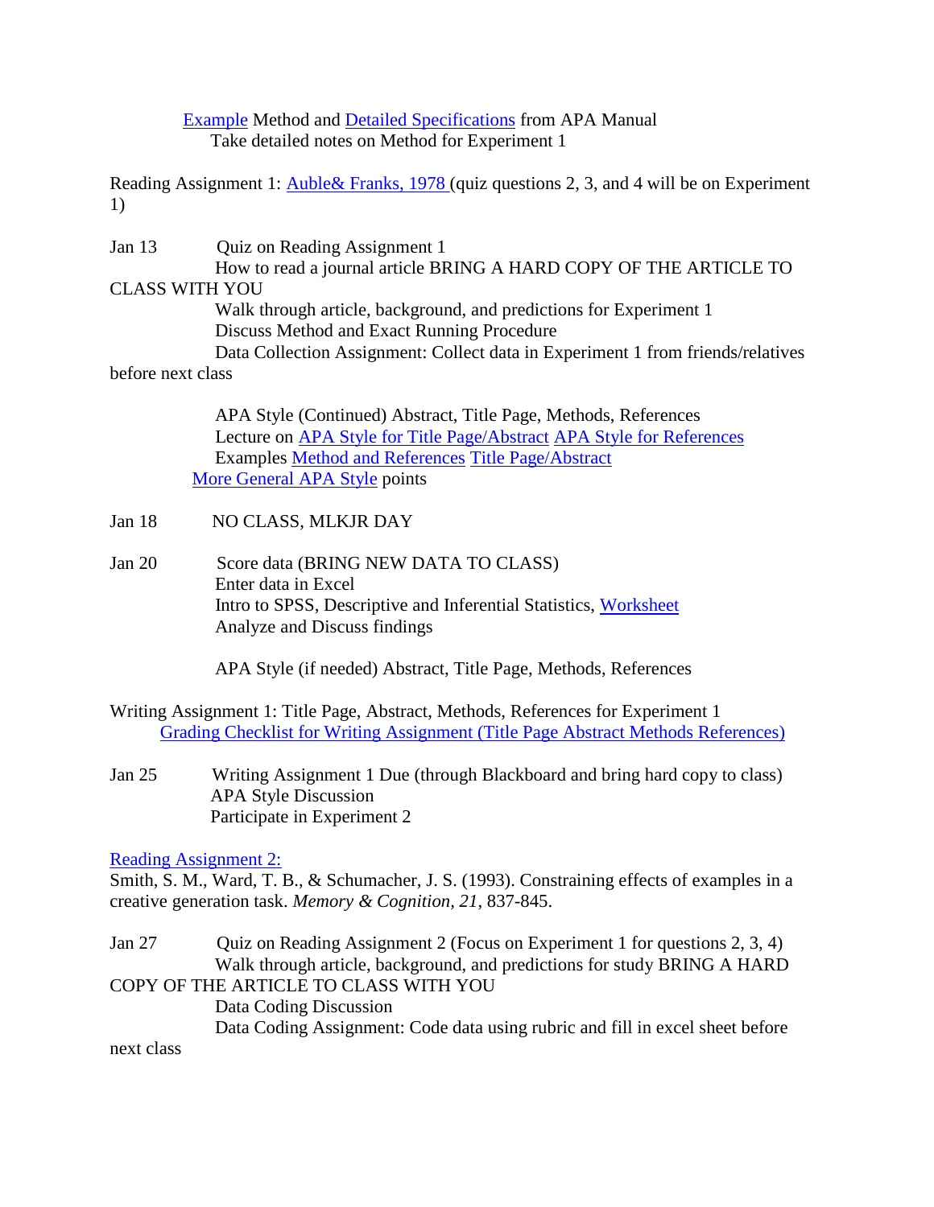Example Method and Detailed Specifications from APA Manual
Take detailed notes on Method for Experiment 1

Reading Assignment 1: Auble& Franks, 1978 (quiz questions 2, 3, and 4 will be on Experiment 1)

Jan 13 Quiz on Reading Assignment 1
How to read a journal article BRING A HARD COPY OF THE ARTICLE TO CLASS WITH YOU
Walk through article, background, and predictions for Experiment 1
Discuss Method and Exact Running Procedure
Data Collection Assignment: Collect data in Experiment 1 from friends/relatives before next class

APA Style (Continued) Abstract, Title Page, Methods, References
Lecture on APA Style for Title Page/Abstract APA Style for References
Examples Method and References Title Page/Abstract
More General APA Style points

Jan 18 NO CLASS, MLKJR DAY

Jan 20 Score data (BRING NEW DATA TO CLASS)
Enter data in Excel
Intro to SPSS, Descriptive and Inferential Statistics, Worksheet
Analyze and Discuss findings

APA Style (if needed) Abstract, Title Page, Methods, References

Writing Assignment 1: Title Page, Abstract, Methods, References for Experiment 1
Grading Checklist for Writing Assignment (Title Page Abstract Methods References)

Jan 25 Writing Assignment 1 Due (through Blackboard and bring hard copy to class)
APA Style Discussion
Participate in Experiment 2

Reading Assignment 2:
Smith, S. M., Ward, T. B., & Schumacher, J. S. (1993). Constraining effects of examples in a creative generation task. *Memory & Cognition, 21*, 837-845.

Jan 27 Quiz on Reading Assignment 2 (Focus on Experiment 1 for questions 2, 3, 4)
Walk through article, background, and predictions for study BRING A HARD COPY OF THE ARTICLE TO CLASS WITH YOU
Data Coding Discussion
Data Coding Assignment: Code data using rubric and fill in excel sheet before next class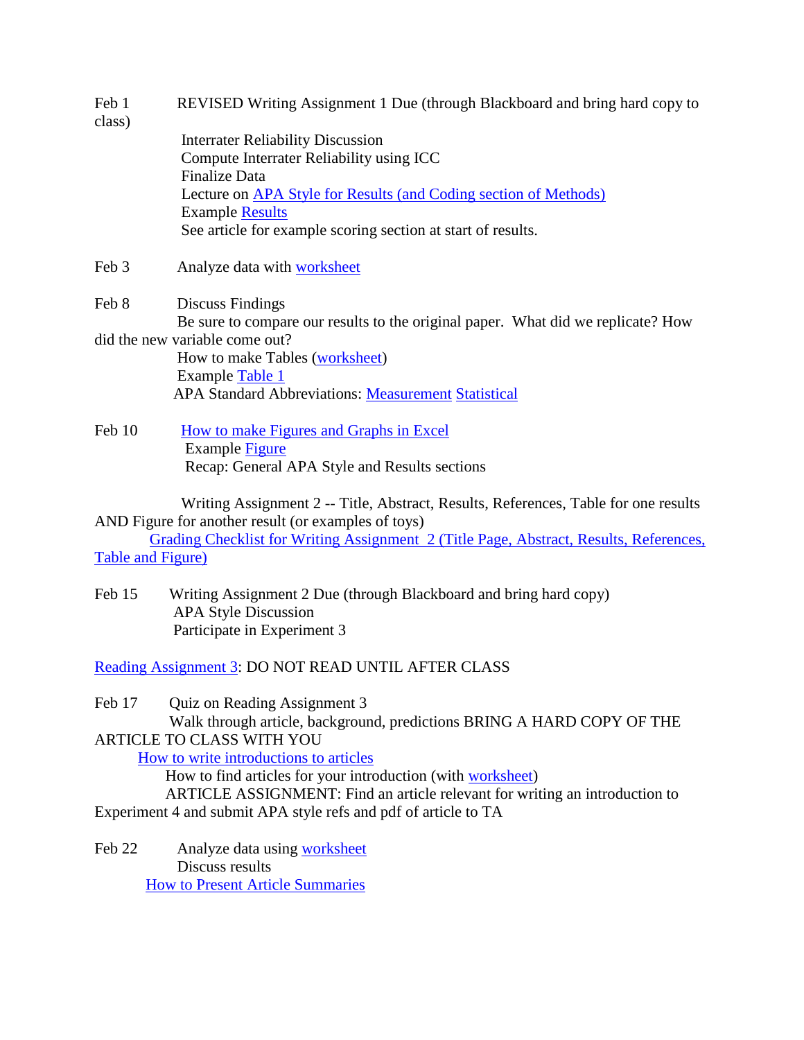Feb 1 REVISED Writing Assignment 1 Due (through Blackboard and bring hard copy to class)

Interrater Reliability Discussion
Compute Interrater Reliability using ICC
Finalize Data
Lecture on APA Style for Results (and Coding section of Methods)
Example Results
See article for example scoring section at start of results.

Feb 3 Analyze data with worksheet

Feb 8 Discuss Findings

Be sure to compare our results to the original paper. What did we replicate? How did the new variable come out?
How to make Tables (worksheet)
Example Table 1
APA Standard Abbreviations: Measurement Statistical

Feb 10 How to make Figures and Graphs in Excel

Example Figure
Recap: General APA Style and Results sections

Writing Assignment 2 -- Title, Abstract, Results, References, Table for one results AND Figure for another result (or examples of toys)

Grading Checklist for Writing Assignment 2 (Title Page, Abstract, Results, References, Table and Figure)

Feb 15 Writing Assignment 2 Due (through Blackboard and bring hard copy)

APA Style Discussion
Participate in Experiment 3

Reading Assignment 3: DO NOT READ UNTIL AFTER CLASS

Feb 17 Quiz on Reading Assignment 3

Walk through article, background, predictions BRING A HARD COPY OF THE ARTICLE TO CLASS WITH YOU
How to write introductions to articles
How to find articles for your introduction (with worksheet)
ARTICLE ASSIGNMENT: Find an article relevant for writing an introduction to Experiment 4 and submit APA style refs and pdf of article to TA

Feb 22 Analyze data using worksheet

Discuss results
How to Present Article Summaries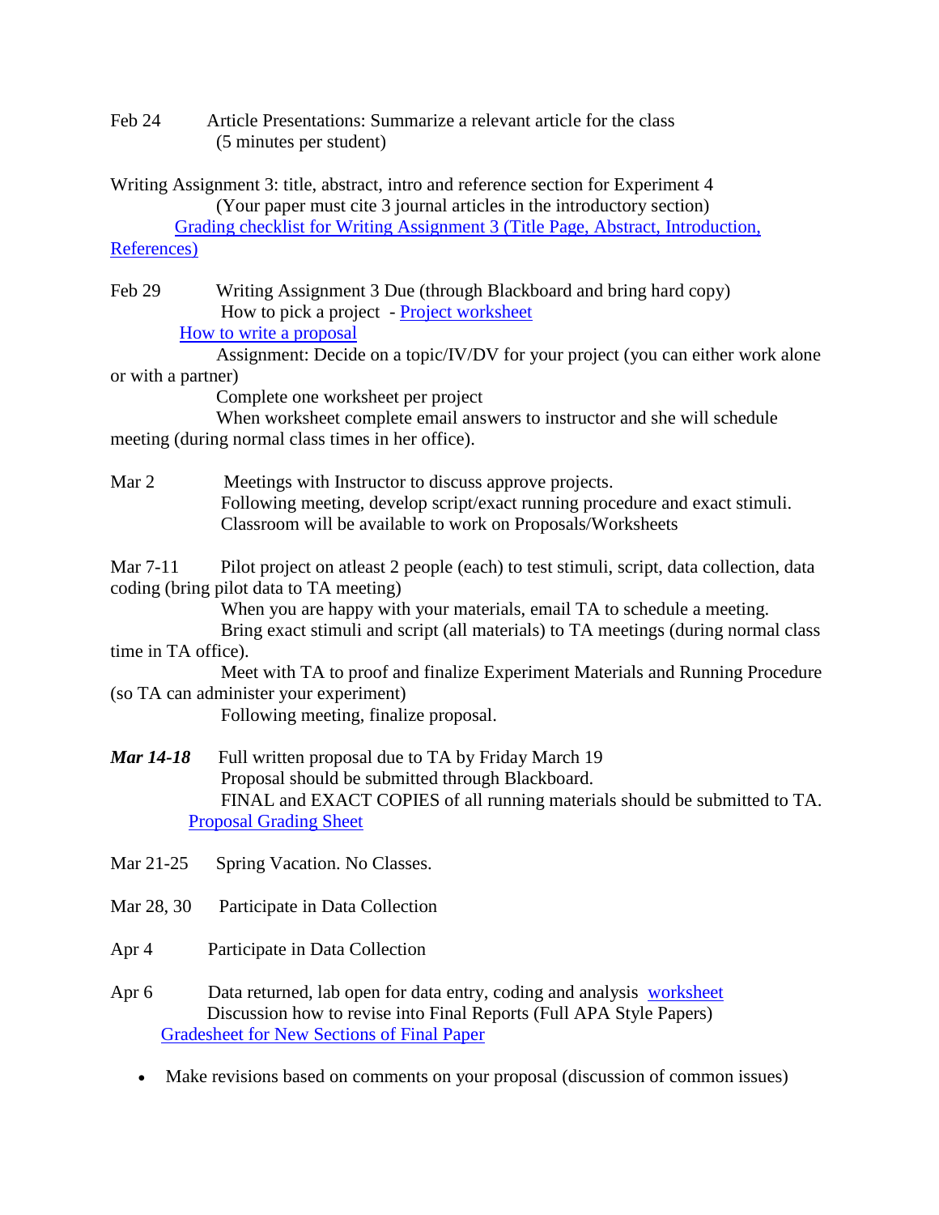Feb 24 Article Presentations: Summarize a relevant article for the class
(5 minutes per student)

Writing Assignment 3: title, abstract, intro and reference section for Experiment 4
(Your paper must cite 3 journal articles in the introductory section)
Grading checklist for Writing Assignment 3 (Title Page, Abstract, Introduction, References)

Feb 29 Writing Assignment 3 Due (through Blackboard and bring hard copy)
How to pick a project - Project worksheet
How to write a proposal
Assignment: Decide on a topic/IV/DV for your project (you can either work alone or with a partner)
Complete one worksheet per project
When worksheet complete email answers to instructor and she will schedule meeting (during normal class times in her office).

Mar 2 Meetings with Instructor to discuss approve projects.
Following meeting, develop script/exact running procedure and exact stimuli.
Classroom will be available to work on Proposals/Worksheets

Mar 7-11 Pilot project on atleast 2 people (each) to test stimuli, script, data collection, data coding (bring pilot data to TA meeting)
When you are happy with your materials, email TA to schedule a meeting.
Bring exact stimuli and script (all materials) to TA meetings (during normal class time in TA office).
Meet with TA to proof and finalize Experiment Materials and Running Procedure (so TA can administer your experiment)
Following meeting, finalize proposal.

***Mar 14-18*** Full written proposal due to TA by Friday March 19
Proposal should be submitted through Blackboard.
FINAL and EXACT COPIES of all running materials should be submitted to TA.
Proposal Grading Sheet

Mar 21-25 Spring Vacation. No Classes.

Mar 28, 30 Participate in Data Collection

Apr 4 Participate in Data Collection

Apr 6 Data returned, lab open for data entry, coding and analysis worksheet
Discussion how to revise into Final Reports (Full APA Style Papers)
Gradesheet for New Sections of Final Paper

- Make revisions based on comments on your proposal (discussion of common issues)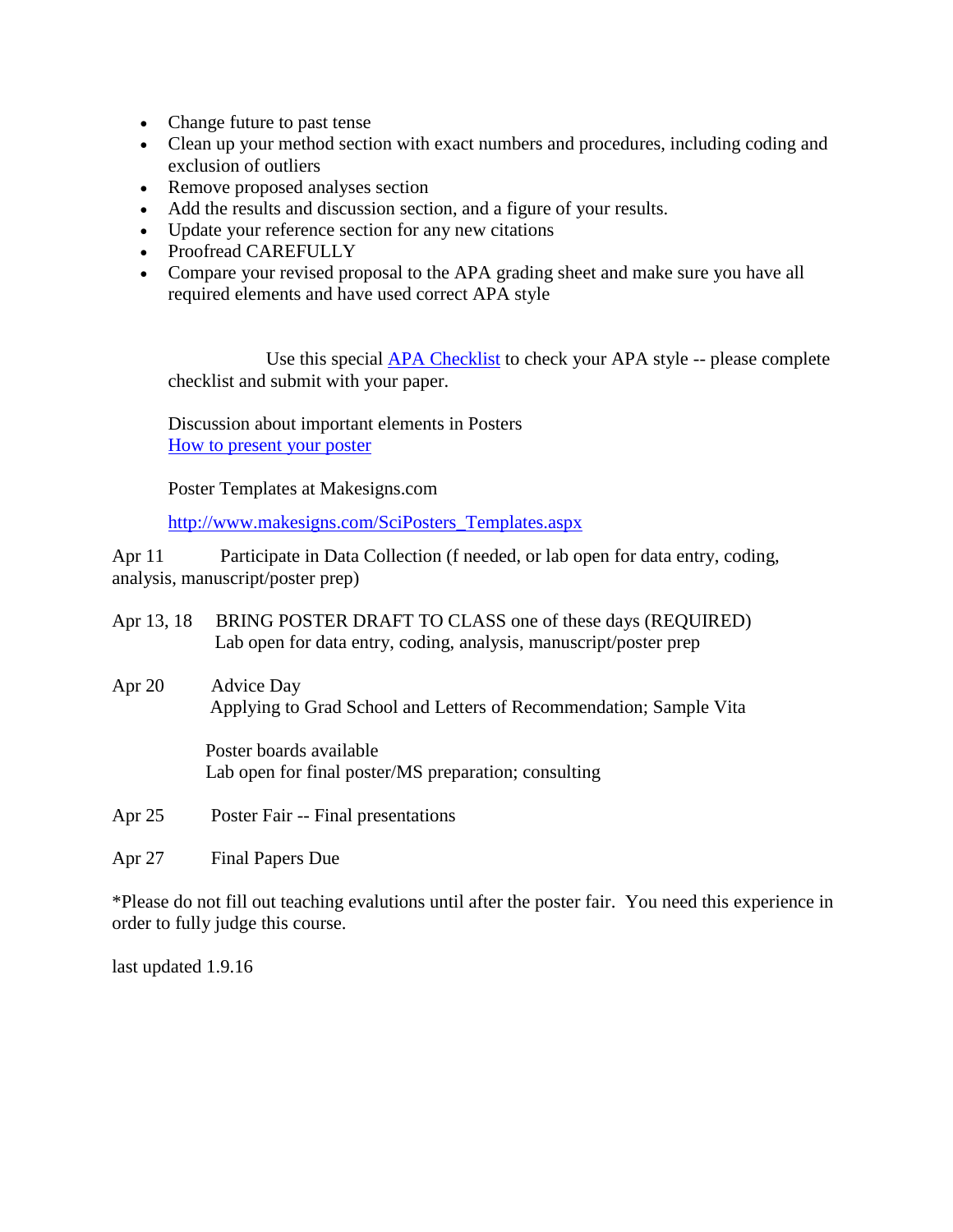- Change future to past tense
- Clean up your method section with exact numbers and procedures, including coding and exclusion of outliers
- Remove proposed analyses section
- Add the results and discussion section, and a figure of your results.
- Update your reference section for any new citations
- Proofread CAREFULLY
- Compare your revised proposal to the APA grading sheet and make sure you have all required elements and have used correct APA style

Use this special [APA Checklist]() to check your APA style -- please complete checklist and submit with your paper.

Discussion about important elements in Posters
[How to present your poster]()

Poster Templates at Makesigns.com

[http://www.makesigns.com/SciPosters_Templates.aspx](http://www.makesigns.com/SciPosters_Templates.aspx)

Apr 11 Participate in Data Collection (f needed, or lab open for data entry, coding, analysis, manuscript/poster prep)

Apr 13, 18 BRING POSTER DRAFT TO CLASS one of these days (REQUIRED)
Lab open for data entry, coding, analysis, manuscript/poster prep

Apr 20 Advice Day
Applying to Grad School and Letters of Recommendation; Sample Vita

Poster boards available
Lab open for final poster/MS preparation; consulting

Apr 25 Poster Fair -- Final presentations

Apr 27 Final Papers Due

*Please do not fill out teaching evalutions until after the poster fair. You need this experience in order to fully judge this course.

last updated 1.9.16